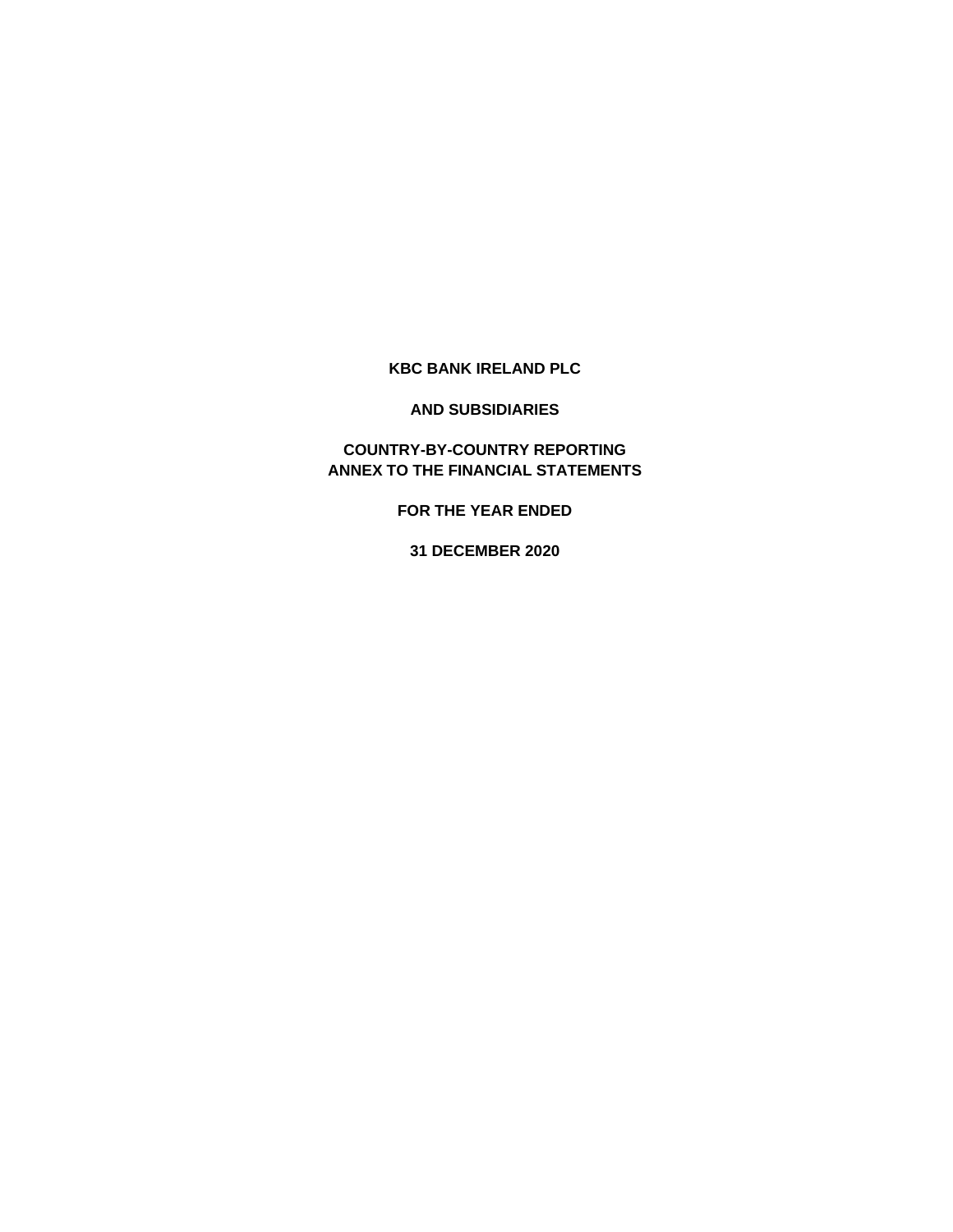# KBC BANK IRELAND PLC

## AND SUBSIDIARIES

## COUNTRY-BY-COUNTRY REPORTING
## ANNEX TO THE FINANCIAL STATEMENTS

## FOR THE YEAR ENDED

## 31 DECEMBER 2020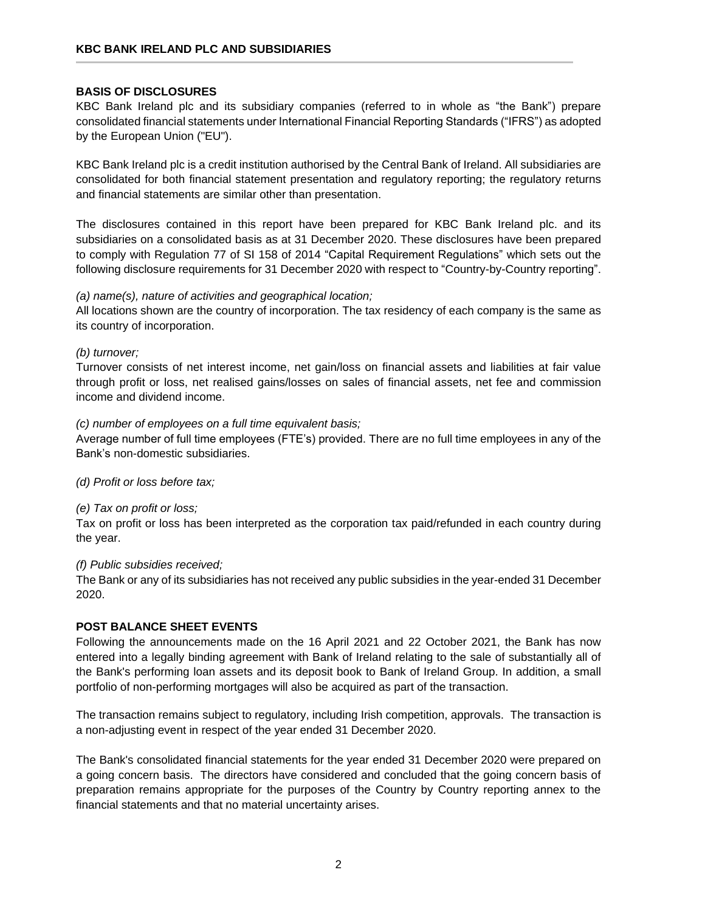## BASIS OF DISCLOSURES

KBC Bank Ireland plc and its subsidiary companies (referred to in whole as "the Bank") prepare consolidated financial statements under International Financial Reporting Standards ("IFRS") as adopted by the European Union ("EU").

KBC Bank Ireland plc is a credit institution authorised by the Central Bank of Ireland. All subsidiaries are consolidated for both financial statement presentation and regulatory reporting; the regulatory returns and financial statements are similar other than presentation.

The disclosures contained in this report have been prepared for KBC Bank Ireland plc. and its subsidiaries on a consolidated basis as at 31 December 2020. These disclosures have been prepared to comply with Regulation 77 of SI 158 of 2014 "Capital Requirement Regulations" which sets out the following disclosure requirements for 31 December 2020 with respect to "Country-by-Country reporting".

*(a) name(s), nature of activities and geographical location;*

All locations shown are the country of incorporation. The tax residency of each company is the same as its country of incorporation.

*(b) turnover;*

Turnover consists of net interest income, net gain/loss on financial assets and liabilities at fair value through profit or loss, net realised gains/losses on sales of financial assets, net fee and commission income and dividend income.

*(c) number of employees on a full time equivalent basis;*

Average number of full time employees (FTE's) provided. There are no full time employees in any of the Bank's non-domestic subsidiaries.

*(d) Profit or loss before tax;*

*(e) Tax on profit or loss;*

Tax on profit or loss has been interpreted as the corporation tax paid/refunded in each country during the year.

*(f) Public subsidies received;*

The Bank or any of its subsidiaries has not received any public subsidies in the year-ended 31 December 2020.

## POST BALANCE SHEET EVENTS

Following the announcements made on the 16 April 2021 and 22 October 2021, the Bank has now entered into a legally binding agreement with Bank of Ireland relating to the sale of substantially all of the Bank's performing loan assets and its deposit book to Bank of Ireland Group. In addition, a small portfolio of non-performing mortgages will also be acquired as part of the transaction.

The transaction remains subject to regulatory, including Irish competition, approvals. The transaction is a non-adjusting event in respect of the year ended 31 December 2020.

The Bank's consolidated financial statements for the year ended 31 December 2020 were prepared on a going concern basis. The directors have considered and concluded that the going concern basis of preparation remains appropriate for the purposes of the Country by Country reporting annex to the financial statements and that no material uncertainty arises.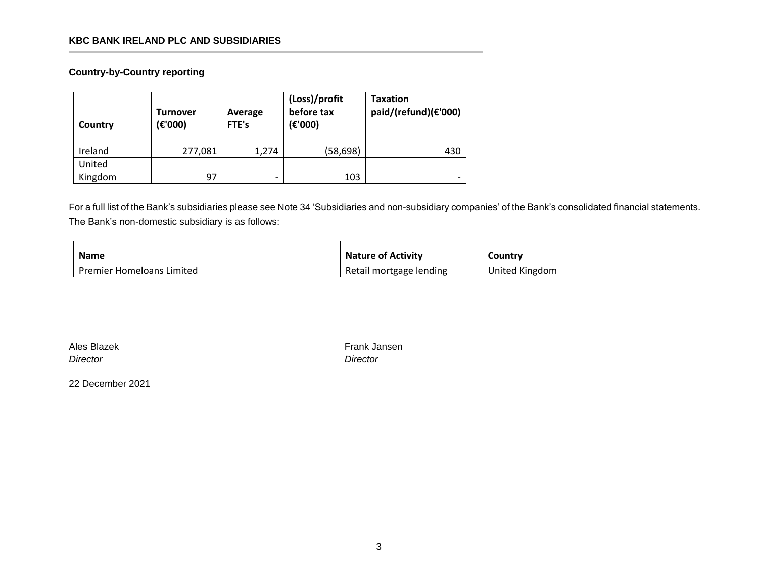**KBC BANK IRELAND PLC AND SUBSIDIARIES**

**Country-by-Country reporting**

| Country | Turnover (€'000) | Average FTE's | (Loss)/profit before tax (€'000) | Taxation paid/(refund)(€'000) |
|---|---|---|---|---|
| Ireland | 277,081 | 1,274 | (58,698) | 430 |
| United Kingdom | 97 | - | 103 | - |

For a full list of the Bank's subsidiaries please see Note 34 'Subsidiaries and non-subsidiary companies' of the Bank's consolidated financial statements. The Bank's non-domestic subsidiary is as follows:

| Name | Nature of Activity | Country |
|---|---|---|
| Premier Homeloans Limited | Retail mortgage lending | United Kingdom |

Ales Blazek
*Director*

Frank Jansen
*Director*

22 December 2021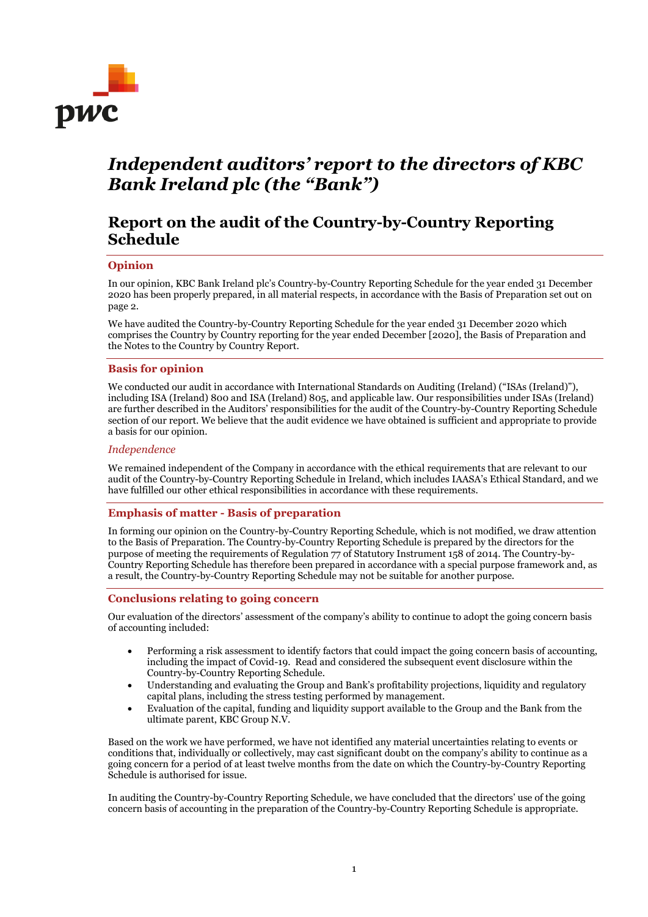# Independent auditors' report to the directors of KBC Bank Ireland plc (the "Bank")

## Report on the audit of the Country-by-Country Reporting Schedule

### Opinion

In our opinion, KBC Bank Ireland plc's Country-by-Country Reporting Schedule for the year ended 31 December 2020 has been properly prepared, in all material respects, in accordance with the Basis of Preparation set out on page 2.

We have audited the Country-by-Country Reporting Schedule for the year ended 31 December 2020 which comprises the Country by Country reporting for the year ended December [2020], the Basis of Preparation and the Notes to the Country by Country Report.

### Basis for opinion

We conducted our audit in accordance with International Standards on Auditing (Ireland) ("ISAs (Ireland)"), including ISA (Ireland) 800 and ISA (Ireland) 805, and applicable law. Our responsibilities under ISAs (Ireland) are further described in the Auditors' responsibilities for the audit of the Country-by-Country Reporting Schedule section of our report. We believe that the audit evidence we have obtained is sufficient and appropriate to provide a basis for our opinion.

*Independence*

We remained independent of the Company in accordance with the ethical requirements that are relevant to our audit of the Country-by-Country Reporting Schedule in Ireland, which includes IAASA's Ethical Standard, and we have fulfilled our other ethical responsibilities in accordance with these requirements.

### Emphasis of matter - Basis of preparation

In forming our opinion on the Country-by-Country Reporting Schedule, which is not modified, we draw attention to the Basis of Preparation. The Country-by-Country Reporting Schedule is prepared by the directors for the purpose of meeting the requirements of Regulation 77 of Statutory Instrument 158 of 2014. The Country-by-Country Reporting Schedule has therefore been prepared in accordance with a special purpose framework and, as a result, the Country-by-Country Reporting Schedule may not be suitable for another purpose.

### Conclusions relating to going concern

Our evaluation of the directors' assessment of the company's ability to continue to adopt the going concern basis of accounting included:

- Performing a risk assessment to identify factors that could impact the going concern basis of accounting, including the impact of Covid-19. Read and considered the subsequent event disclosure within the Country-by-Country Reporting Schedule.
- Understanding and evaluating the Group and Bank's profitability projections, liquidity and regulatory capital plans, including the stress testing performed by management.
- Evaluation of the capital, funding and liquidity support available to the Group and the Bank from the ultimate parent, KBC Group N.V.

Based on the work we have performed, we have not identified any material uncertainties relating to events or conditions that, individually or collectively, may cast significant doubt on the company's ability to continue as a going concern for a period of at least twelve months from the date on which the Country-by-Country Reporting Schedule is authorised for issue.

In auditing the Country-by-Country Reporting Schedule, we have concluded that the directors' use of the going concern basis of accounting in the preparation of the Country-by-Country Reporting Schedule is appropriate.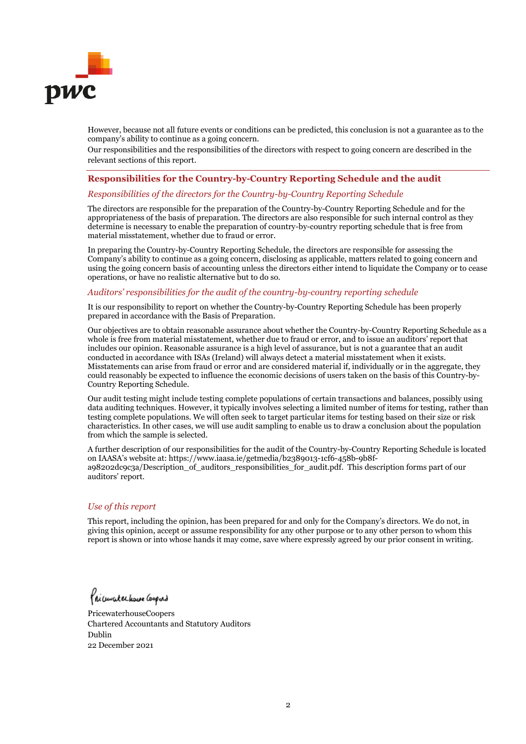However, because not all future events or conditions can be predicted, this conclusion is not a guarantee as to the company's ability to continue as a going concern.

Our responsibilities and the responsibilities of the directors with respect to going concern are described in the relevant sections of this report.

## Responsibilities for the Country-by-Country Reporting Schedule and the audit

### *Responsibilities of the directors for the Country-by-Country Reporting Schedule*

The directors are responsible for the preparation of the Country-by-Country Reporting Schedule and for the appropriateness of the basis of preparation. The directors are also responsible for such internal control as they determine is necessary to enable the preparation of country-by-country reporting schedule that is free from material misstatement, whether due to fraud or error.

In preparing the Country-by-Country Reporting Schedule, the directors are responsible for assessing the Company's ability to continue as a going concern, disclosing as applicable, matters related to going concern and using the going concern basis of accounting unless the directors either intend to liquidate the Company or to cease operations, or have no realistic alternative but to do so.

### *Auditors' responsibilities for the audit of the country-by-country reporting schedule*

It is our responsibility to report on whether the Country-by-Country Reporting Schedule has been properly prepared in accordance with the Basis of Preparation.

Our objectives are to obtain reasonable assurance about whether the Country-by-Country Reporting Schedule as a whole is free from material misstatement, whether due to fraud or error, and to issue an auditors' report that includes our opinion. Reasonable assurance is a high level of assurance, but is not a guarantee that an audit conducted in accordance with ISAs (Ireland) will always detect a material misstatement when it exists. Misstatements can arise from fraud or error and are considered material if, individually or in the aggregate, they could reasonably be expected to influence the economic decisions of users taken on the basis of this Country-by-Country Reporting Schedule.

Our audit testing might include testing complete populations of certain transactions and balances, possibly using data auditing techniques. However, it typically involves selecting a limited number of items for testing, rather than testing complete populations. We will often seek to target particular items for testing based on their size or risk characteristics. In other cases, we will use audit sampling to enable us to draw a conclusion about the population from which the sample is selected.

A further description of our responsibilities for the audit of the Country-by-Country Reporting Schedule is located on IAASA's website at: https://www.iaasa.ie/getmedia/b2389013-1cf6-458b-9b8f-a98202dc9c3a/Description_of_auditors_responsibilities_for_audit.pdf. This description forms part of our auditors' report.

### *Use of this report*

This report, including the opinion, has been prepared for and only for the Company's directors. We do not, in giving this opinion, accept or assume responsibility for any other purpose or to any other person to whom this report is shown or into whose hands it may come, save where expressly agreed by our prior consent in writing.

PricewaterhouseCoopers

PricewaterhouseCoopers
Chartered Accountants and Statutory Auditors
Dublin
22 December 2021